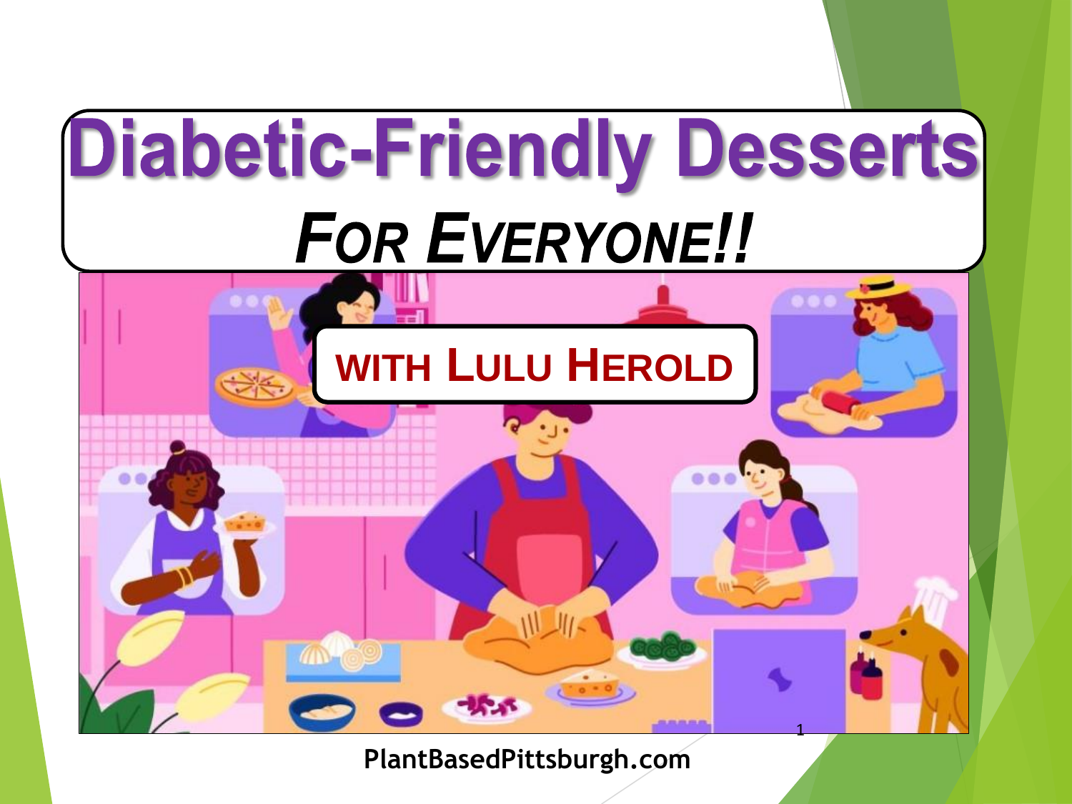# Diabetic-Friendly Desserts

## *For Everyone!!*

**with Lulu Herold**

PlantBasedPittsburgh.com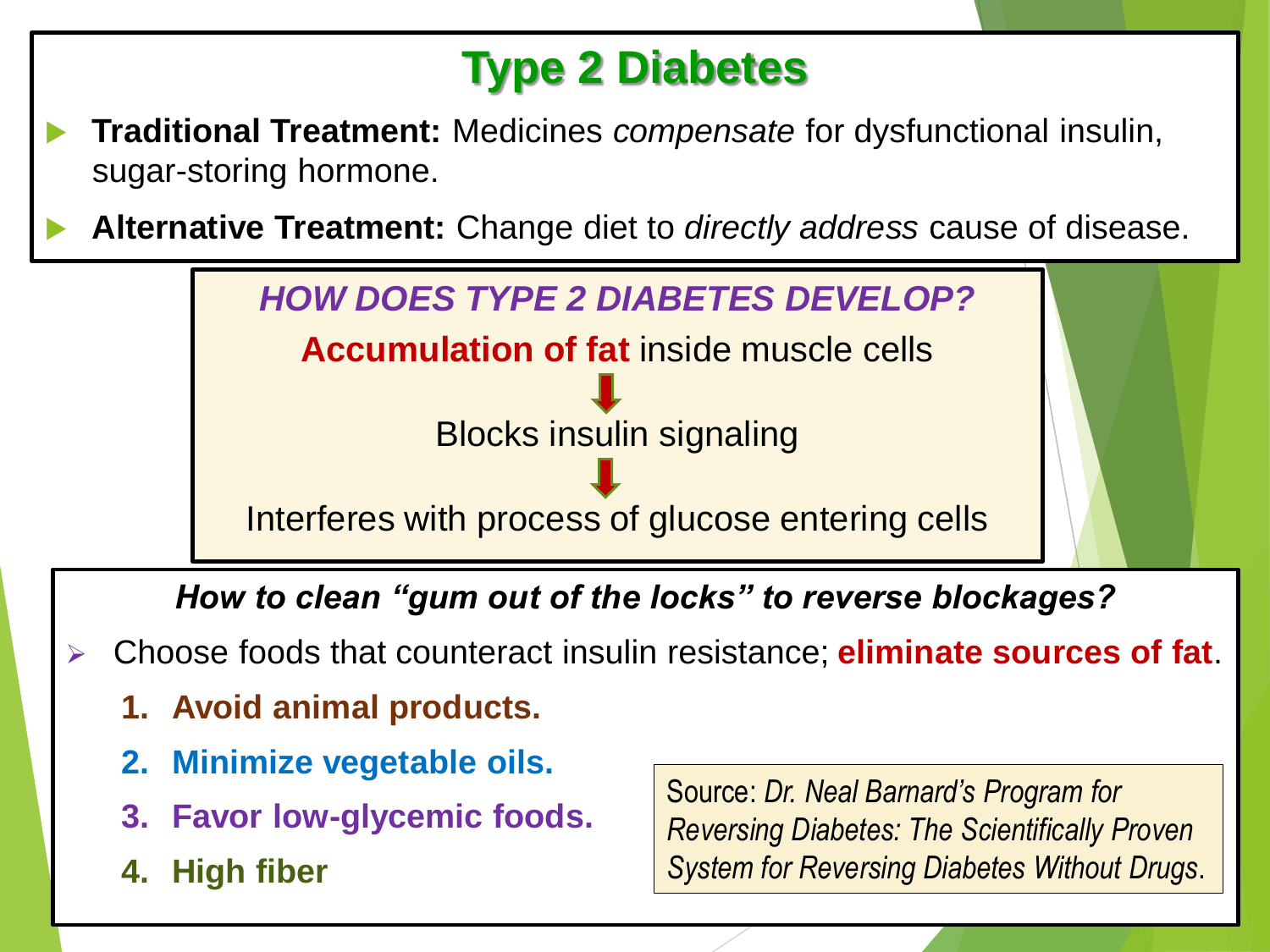# Type 2 Diabetes

- **Traditional Treatment:** Medicines *compensate* for dysfunctional insulin, sugar-storing hormone.
- **Alternative Treatment:** Change diet to *directly address* cause of disease.

***HOW DOES TYPE 2 DIABETES DEVELOP?***

**Accumulation of fat** inside muscle cells

↓

Blocks insulin signaling

↓

Interferes with process of glucose entering cells

***How to clean "gum out of the locks" to reverse blockages?***

- Choose foods that counteract insulin resistance; **eliminate sources of fat**.
  1. **Avoid animal products.**
  2. **Minimize vegetable oils.**
  3. **Favor low-glycemic foods.**
  4. **High fiber**

Source: *Dr. Neal Barnard's Program for Reversing Diabetes: The Scientifically Proven System for Reversing Diabetes Without Drugs*.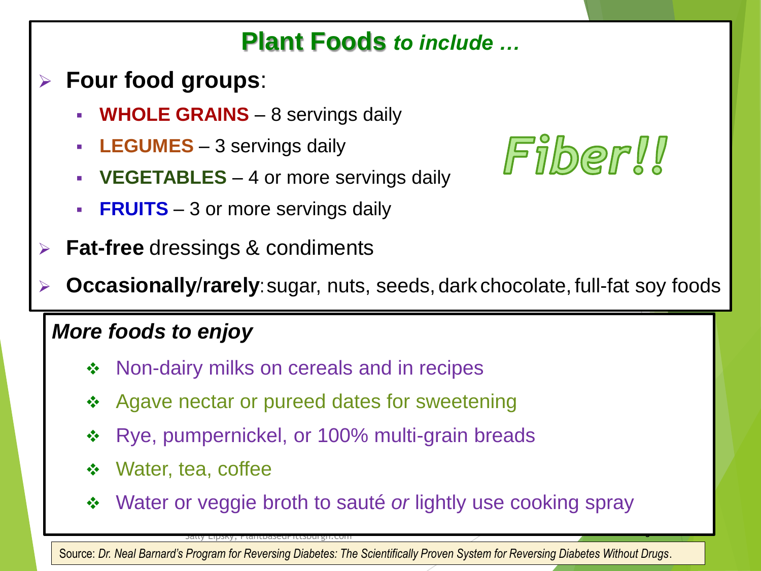## Plant Foods *to include …*

- **Four food groups**:
  - **WHOLE GRAINS** – 8 servings daily
  - **LEGUMES** – 3 servings daily
  - **VEGETABLES** – 4 or more servings daily
  - **FRUITS** – 3 or more servings daily
- **Fat-free** dressings & condiments
- **Occasionally/rarely**: sugar, nuts, seeds, dark chocolate, full-fat soy foods

*Fiber!!*

### *More foods to enjoy*

- Non-dairy milks on cereals and in recipes
- Agave nectar or pureed dates for sweetening
- Rye, pumpernickel, or 100% multi-grain breads
- Water, tea, coffee
- Water or veggie broth to sauté *or* lightly use cooking spray

Sally Lipsky, PlantBasedPittsburgh.com

Source: *Dr. Neal Barnard's Program for Reversing Diabetes: The Scientifically Proven System for Reversing Diabetes Without Drugs*.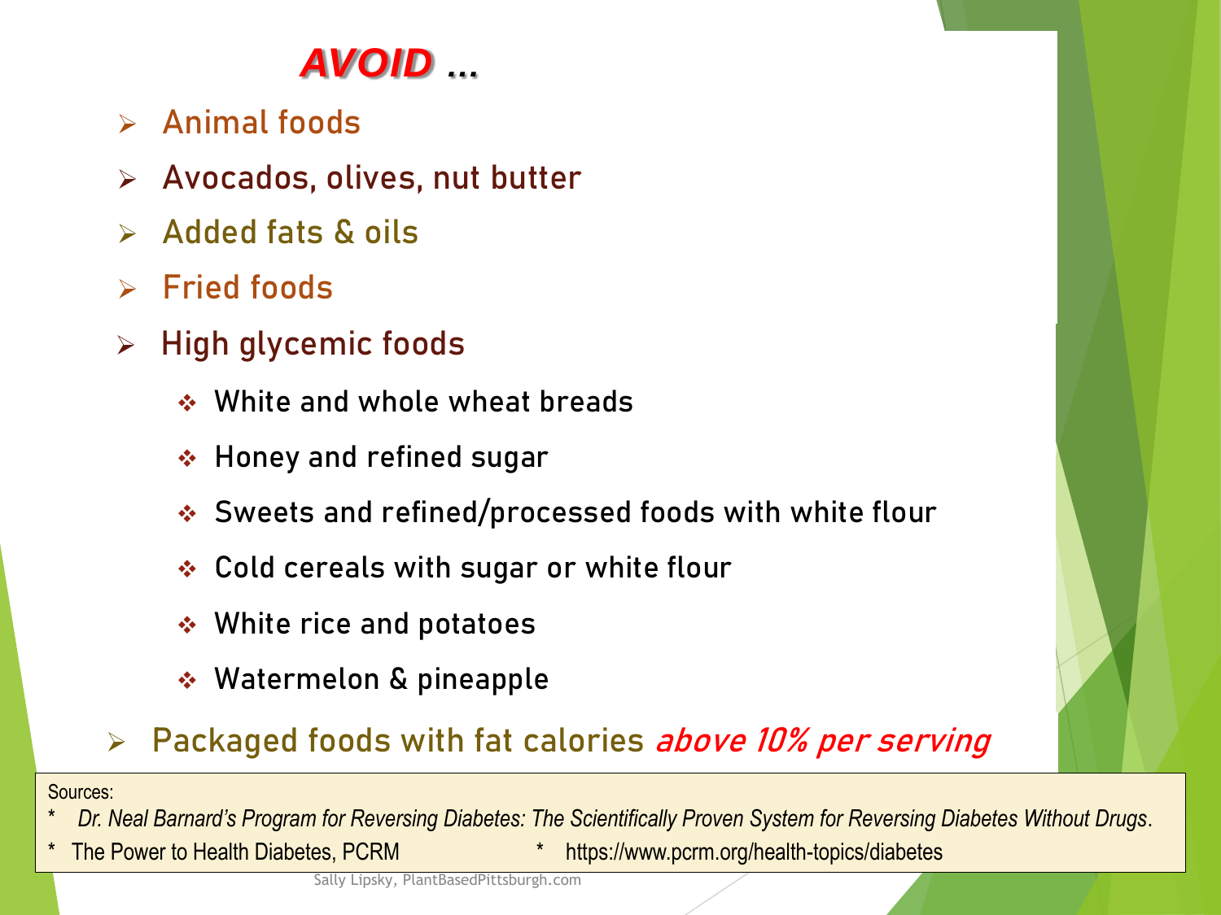# ***AVOID*** …

- Animal foods
- Avocados, olives, nut butter
- Added fats & oils
- Fried foods
- High glycemic foods
  - White and whole wheat breads
  - Honey and refined sugar
  - Sweets and refined/processed foods with white flour
  - Cold cereals with sugar or white flour
  - White rice and potatoes
  - Watermelon & pineapple
- Packaged foods with fat calories *above 10% per serving*

Sources:

- *Dr. Neal Barnard's Program for Reversing Diabetes: The Scientifically Proven System for Reversing Diabetes Without Drugs*.
- The Power to Health Diabetes, PCRM
- https://www.pcrm.org/health-topics/diabetes

Sally Lipsky, PlantBasedPittsburgh.com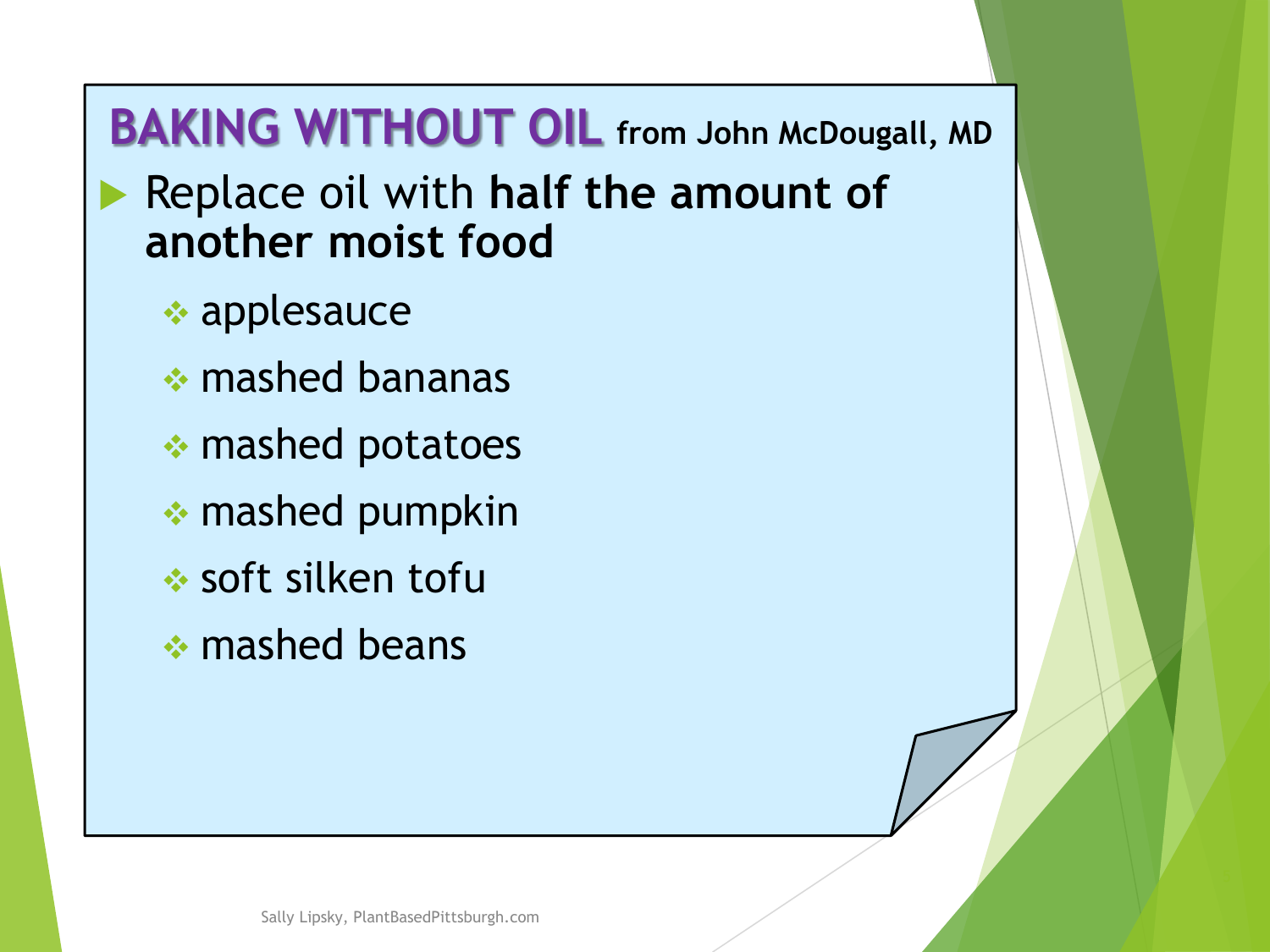# BAKING WITHOUT OIL from John McDougall, MD

- Replace oil with **half the amount of another moist food**
  - applesauce
  - mashed bananas
  - mashed potatoes
  - mashed pumpkin
  - soft silken tofu
  - mashed beans

Sally Lipsky, PlantBasedPittsburgh.com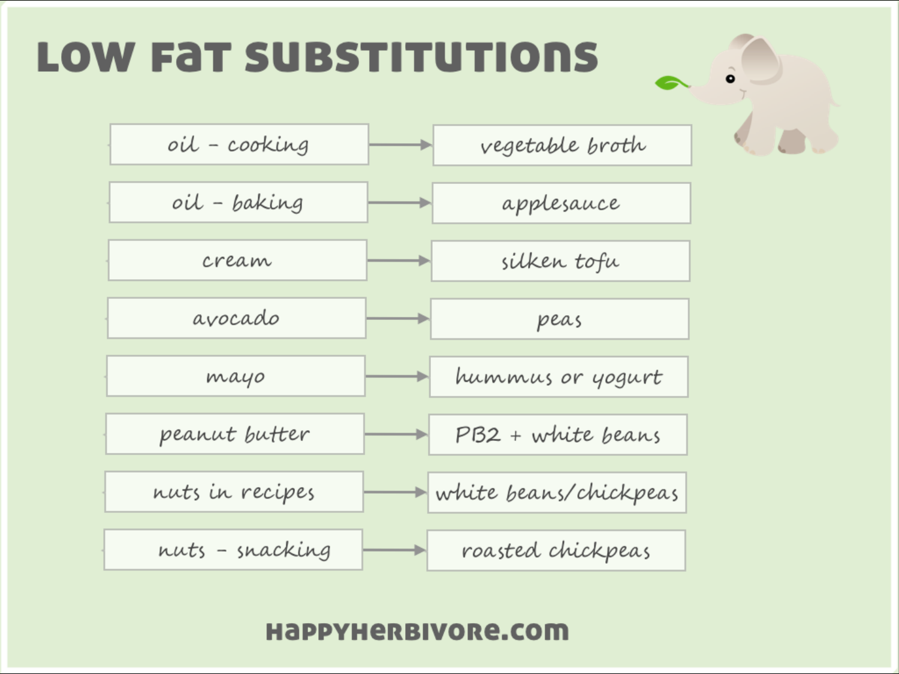# Low Fat Substitutions

| Original | Substitution |
| --- | --- |
| oil - cooking | vegetable broth |
| oil - baking | applesauce |
| cream | silken tofu |
| avocado | peas |
| mayo | hummus or yogurt |
| peanut butter | PB2 + white beans |
| nuts in recipes | white beans/chickpeas |
| nuts - snacking | roasted chickpeas |

HAPPYHERBIVORE.COM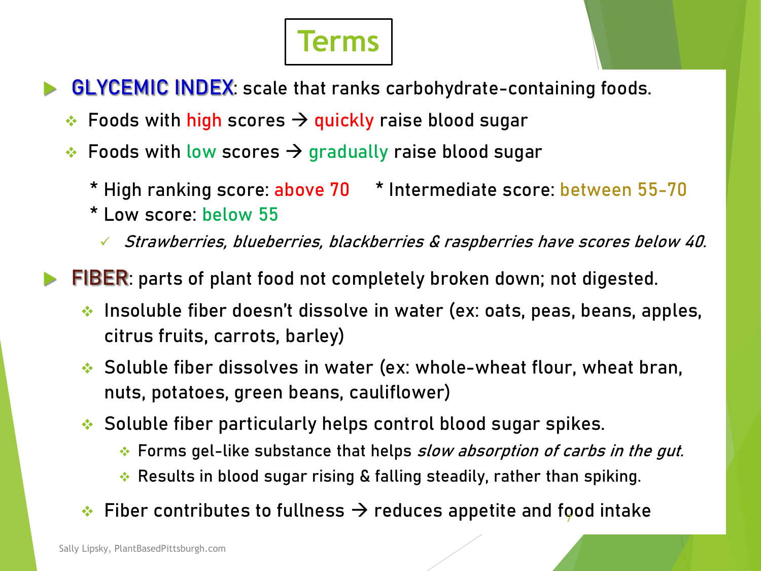# Terms

- **GLYCEMIC INDEX**: scale that ranks carbohydrate-containing foods.
  - Foods with high scores → quickly raise blood sugar
  - Foods with low scores → gradually raise blood sugar

    * High ranking score: above 70   * Intermediate score: between 55-70
    * Low score: below 55
      - ✓ *Strawberries, blueberries, blackberries & raspberries have scores below 40.*

- **FIBER**: parts of plant food not completely broken down; not digested.
  - Insoluble fiber doesn't dissolve in water (ex: oats, peas, beans, apples, citrus fruits, carrots, barley)
  - Soluble fiber dissolves in water (ex: whole-wheat flour, wheat bran, nuts, potatoes, green beans, cauliflower)
  - Soluble fiber particularly helps control blood sugar spikes.
    - Forms gel-like substance that helps *slow absorption of carbs in the gut.*
    - Results in blood sugar rising & falling steadily, rather than spiking.
  - Fiber contributes to fullness → reduces appetite and food intake

Sally Lipsky, PlantBasedPittsburgh.com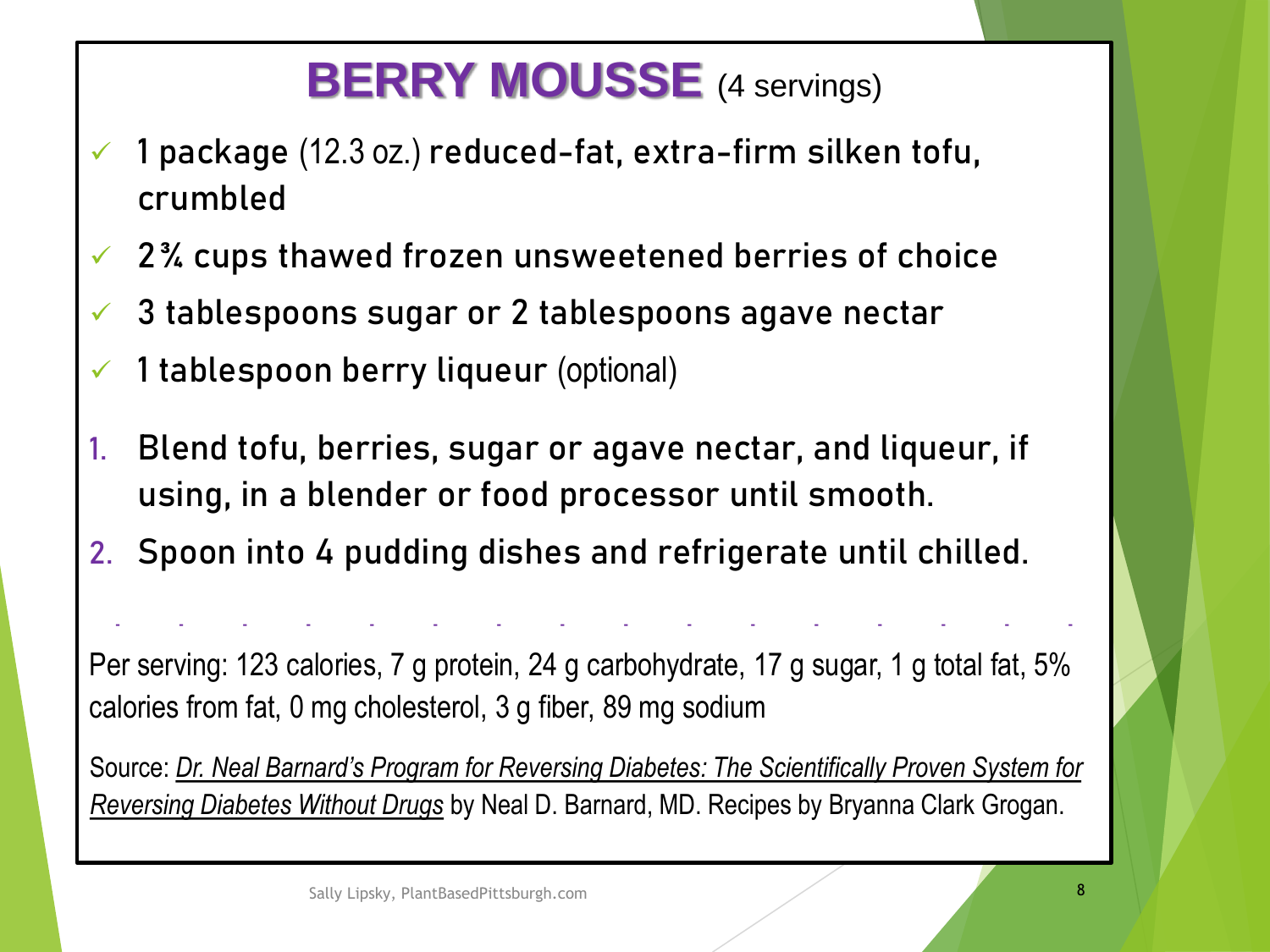# BERRY MOUSSE (4 servings)

- **1 package** (12.3 oz.) **reduced-fat, extra-firm silken tofu, crumbled**
- **2¾ cups thawed frozen unsweetened berries of choice**
- **3 tablespoons sugar or 2 tablespoons agave nectar**
- **1 tablespoon berry liqueur** (optional)

1. **Blend tofu, berries, sugar or agave nectar, and liqueur, if using, in a blender or food processor until smooth.**
2. **Spoon into 4 pudding dishes and refrigerate until chilled.**

Per serving: 123 calories, 7 g protein, 24 g carbohydrate, 17 g sugar, 1 g total fat, 5% calories from fat, 0 mg cholesterol, 3 g fiber, 89 mg sodium

Source: *Dr. Neal Barnard's Program for Reversing Diabetes: The Scientifically Proven System for Reversing Diabetes Without Drugs* by Neal D. Barnard, MD. Recipes by Bryanna Clark Grogan.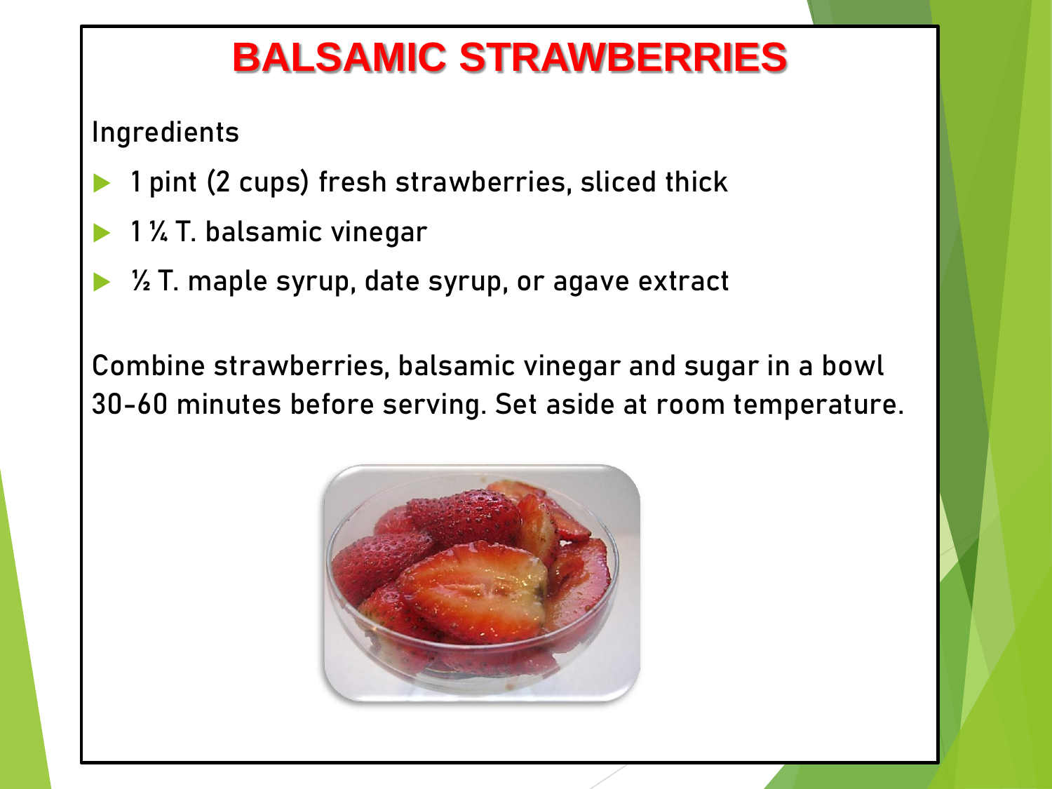# BALSAMIC STRAWBERRIES

Ingredients

- 1 pint (2 cups) fresh strawberries, sliced thick
- 1 ¼ T. balsamic vinegar
- ½ T. maple syrup, date syrup, or agave extract

Combine strawberries, balsamic vinegar and sugar in a bowl 30-60 minutes before serving. Set aside at room temperature.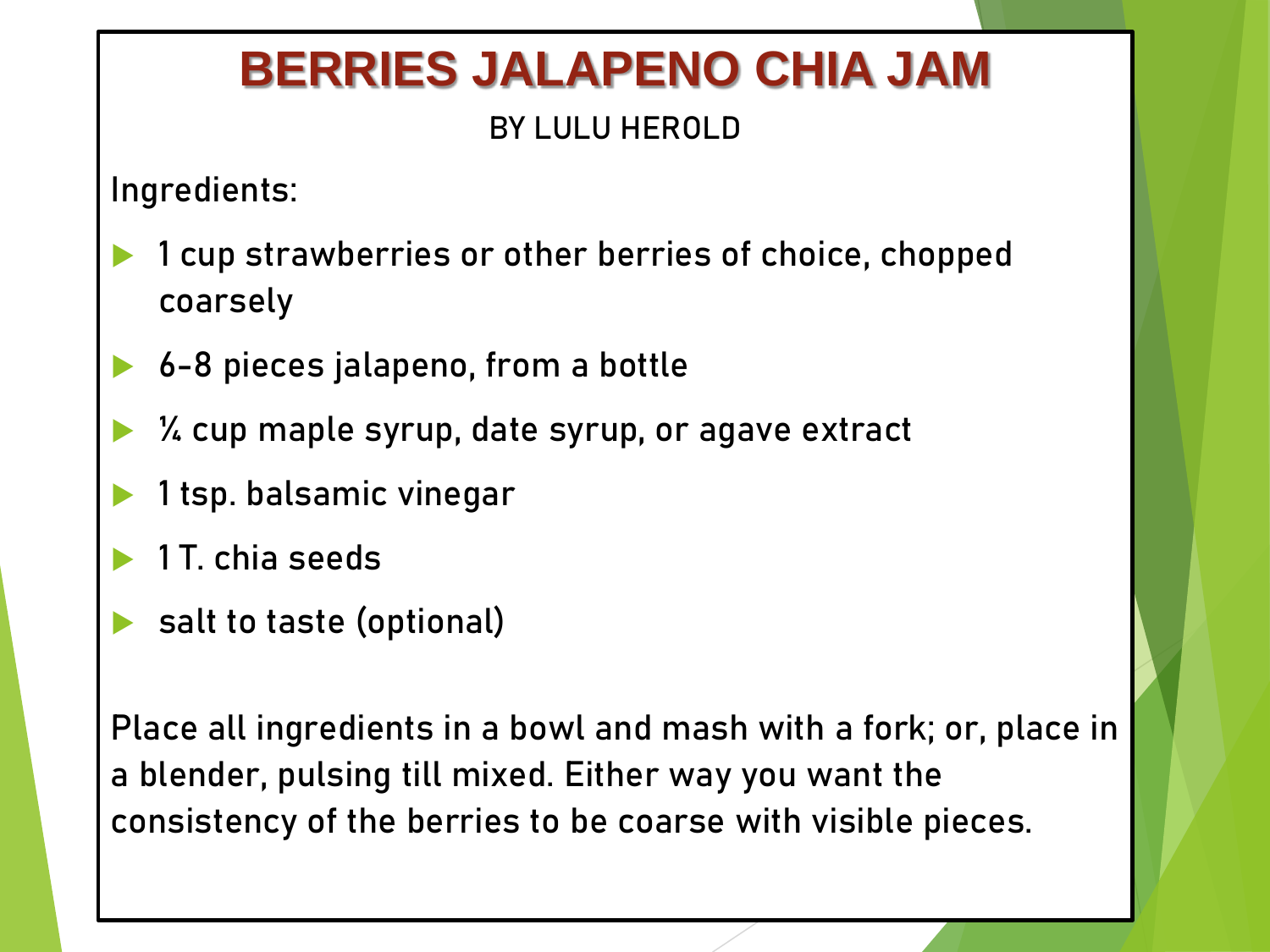# BERRIES JALAPENO CHIA JAM

BY LULU HEROLD

Ingredients:

- 1 cup strawberries or other berries of choice, chopped coarsely
- 6-8 pieces jalapeno, from a bottle
- ¼ cup maple syrup, date syrup, or agave extract
- 1 tsp. balsamic vinegar
- 1 T. chia seeds
- salt to taste (optional)

Place all ingredients in a bowl and mash with a fork; or, place in a blender, pulsing till mixed. Either way you want the consistency of the berries to be coarse with visible pieces.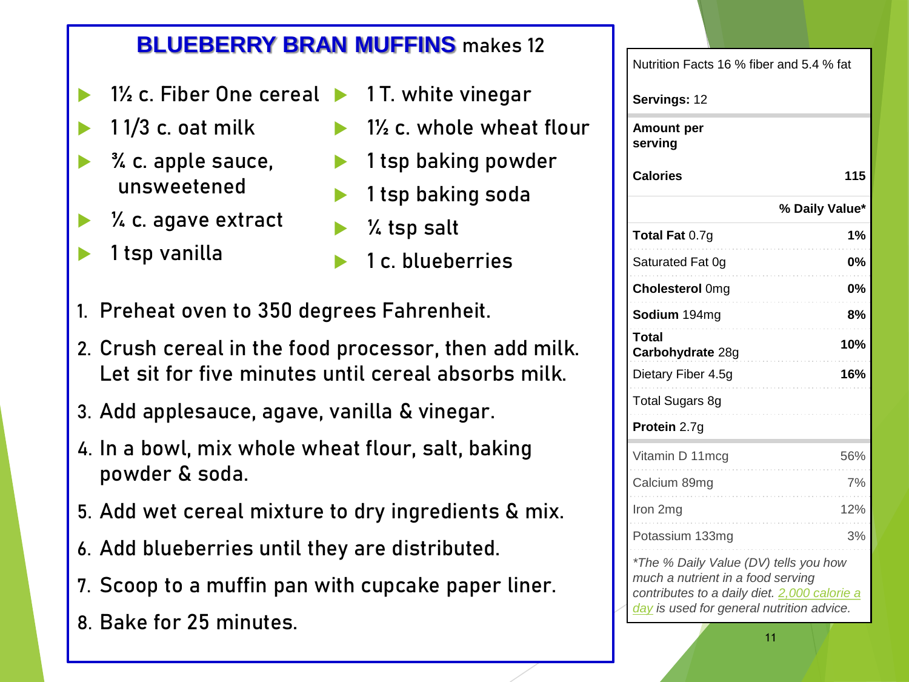# BLUEBERRY BRAN MUFFINS makes 12

- 1½ c. Fiber One cereal
- 1 1/3 c. oat milk
- ¾ c. apple sauce, unsweetened
- ¼ c. agave extract
- 1 tsp vanilla
- 1 T. white vinegar
- 1½ c. whole wheat flour
- 1 tsp baking powder
- 1 tsp baking soda
- ¼ tsp salt
- 1 c. blueberries

1. Preheat oven to 350 degrees Fahrenheit.
2. Crush cereal in the food processor, then add milk. Let sit for five minutes until cereal absorbs milk.
3. Add applesauce, agave, vanilla & vinegar.
4. In a bowl, mix whole wheat flour, salt, baking powder & soda.
5. Add wet cereal mixture to dry ingredients & mix.
6. Add blueberries until they are distributed.
7. Scoop to a muffin pan with cupcake paper liner.
8. Bake for 25 minutes.

Nutrition Facts 16 % fiber and 5.4 % fat

**Servings:** 12

| **Amount per serving** | |
|---|---|
| **Calories** | **115** |
| | **% Daily Value*** |
| **Total Fat** 0.7g | **1%** |
| Saturated Fat 0g | **0%** |
| **Cholesterol** 0mg | **0%** |
| **Sodium** 194mg | **8%** |
| **Total Carbohydrate** 28g | **10%** |
| Dietary Fiber 4.5g | **16%** |
| Total Sugars 8g | |
| **Protein** 2.7g | |
| Vitamin D 11mcg | 56% |
| Calcium 89mg | 7% |
| Iron 2mg | 12% |
| Potassium 133mg | 3% |

*\*The % Daily Value (DV) tells you how much a nutrient in a food serving contributes to a daily diet. 2,000 calorie a day is used for general nutrition advice.*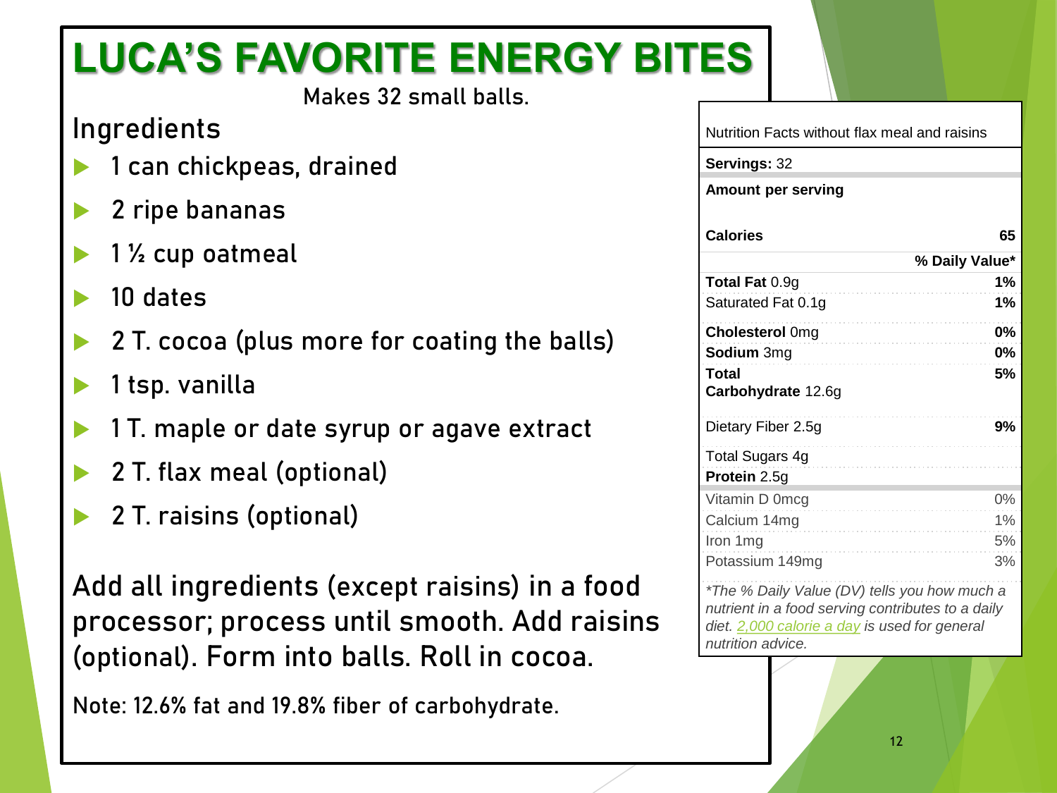# LUCA'S FAVORITE ENERGY BITES

Makes 32 small balls.

## Ingredients

- 1 can chickpeas, drained
- 2 ripe bananas
- 1 ½ cup oatmeal
- 10 dates
- 2 T. cocoa (plus more for coating the balls)
- 1 tsp. vanilla
- 1 T. maple or date syrup or agave extract
- 2 T. flax meal (optional)
- 2 T. raisins (optional)

Add all ingredients (except raisins) in a food processor; process until smooth. Add raisins (optional). Form into balls. Roll in cocoa.

Note: 12.6% fat and 19.8% fiber of carbohydrate.

Nutrition Facts without flax meal and raisins

**Servings:** 32

**Amount per serving**

| | |
|---|---|
| **Calories** | **65** |
| | **% Daily Value*** |
| **Total Fat** 0.9g | **1%** |
| Saturated Fat 0.1g | **1%** |
| **Cholesterol** 0mg | **0%** |
| **Sodium** 3mg | **0%** |
| **Total Carbohydrate** 12.6g | **5%** |
| Dietary Fiber 2.5g | **9%** |
| Total Sugars 4g | |
| **Protein** 2.5g | |
| Vitamin D 0mcg | 0% |
| Calcium 14mg | 1% |
| Iron 1mg | 5% |
| Potassium 149mg | 3% |

*The % Daily Value (DV) tells you how much a nutrient in a food serving contributes to a daily diet. 2,000 calorie a day is used for general nutrition advice.*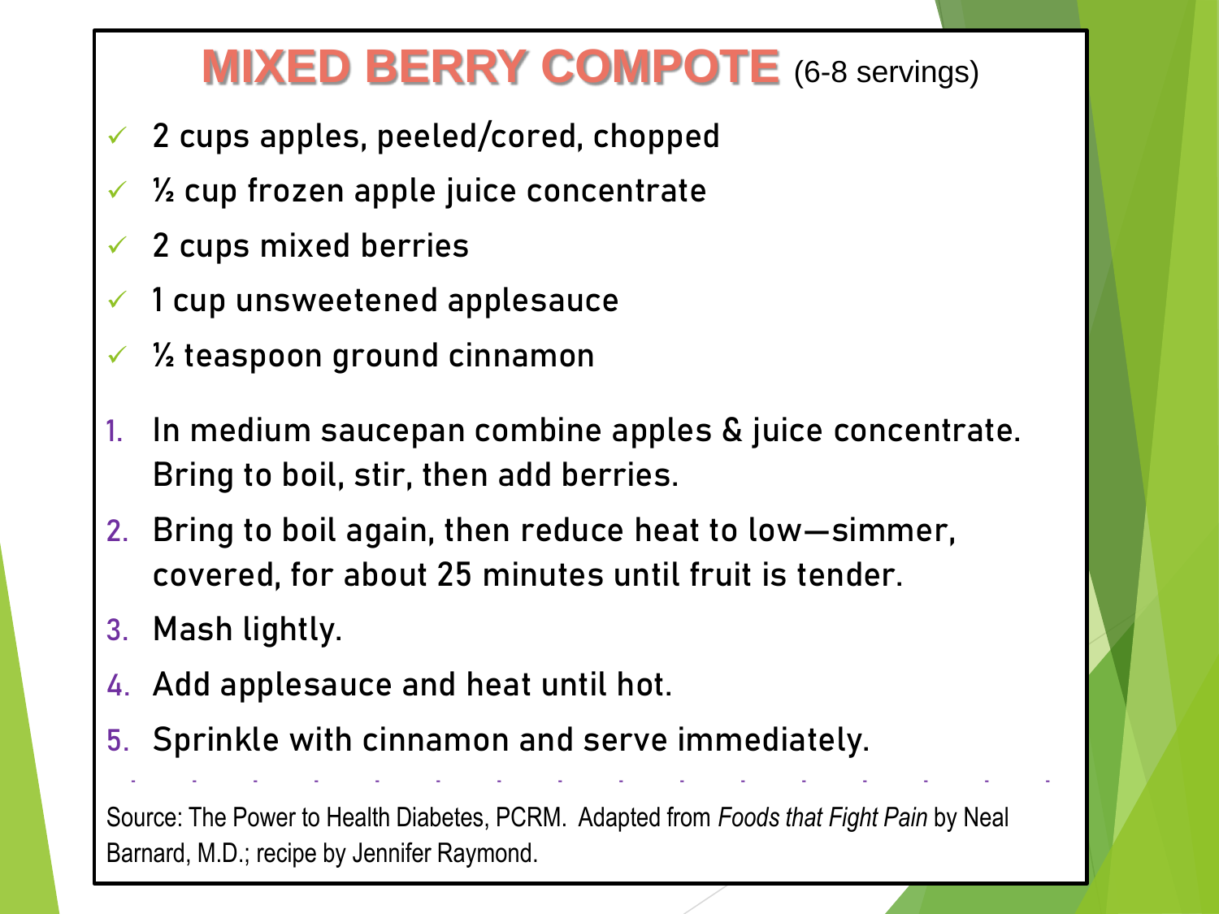# MIXED BERRY COMPOTE (6-8 servings)

- 2 cups apples, peeled/cored, chopped
- ½ cup frozen apple juice concentrate
- 2 cups mixed berries
- 1 cup unsweetened applesauce
- ½ teaspoon ground cinnamon

1. In medium saucepan combine apples & juice concentrate. Bring to boil, stir, then add berries.
2. Bring to boil again, then reduce heat to low—simmer, covered, for about 25 minutes until fruit is tender.
3. Mash lightly.
4. Add applesauce and heat until hot.
5. Sprinkle with cinnamon and serve immediately.

Source: The Power to Health Diabetes, PCRM. Adapted from *Foods that Fight Pain* by Neal Barnard, M.D.; recipe by Jennifer Raymond.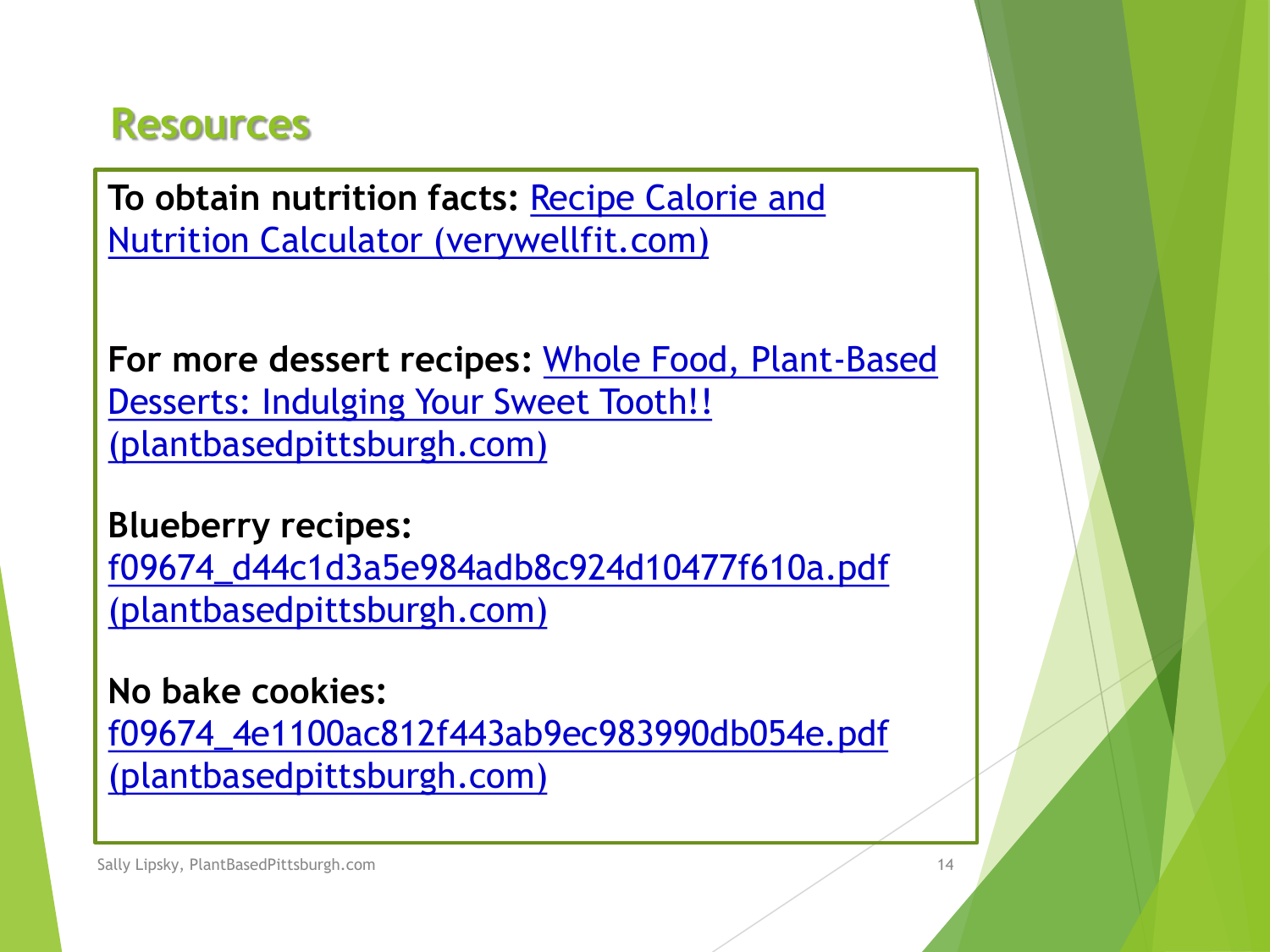## Resources

**To obtain nutrition facts:** Recipe Calorie and Nutrition Calculator (verywellfit.com)

**For more dessert recipes:** Whole Food, Plant-Based Desserts: Indulging Your Sweet Tooth!! (plantbasedpittsburgh.com)

**Blueberry recipes:**
f09674_d44c1d3a5e984adb8c924d10477f610a.pdf (plantbasedpittsburgh.com)

**No bake cookies:**
f09674_4e1100ac812f443ab9ec983990db054e.pdf (plantbasedpittsburgh.com)